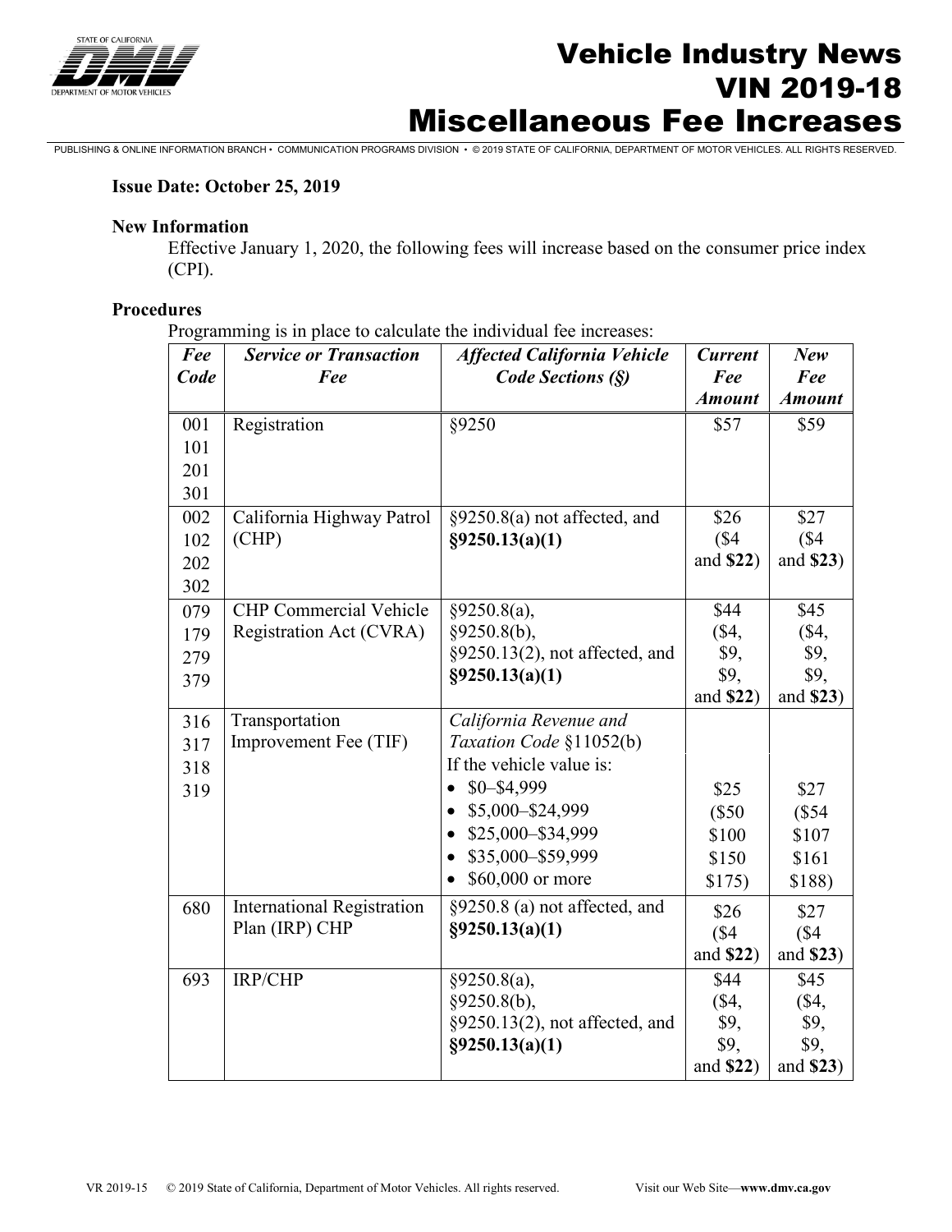# Vehicle Industry News
# VIN 2019-18
# Miscellaneous Fee Increases

PUBLISHING & ONLINE INFORMATION BRANCH • COMMUNICATION PROGRAMS DIVISION • © 2019 STATE OF CALIFORNIA, DEPARTMENT OF MOTOR VEHICLES. ALL RIGHTS RESERVED.

**Issue Date: October 25, 2019**

**New Information**

Effective January 1, 2020, the following fees will increase based on the consumer price index (CPI).

**Procedures**

Programming is in place to calculate the individual fee increases:

| ***Fee Code*** | ***Service or Transaction Fee*** | ***Affected California Vehicle Code Sections (§)*** | ***Current Fee Amount*** | ***New Fee Amount*** |
|---|---|---|---|---|
| 001<br>101<br>201<br>301 | Registration | §9250 | $57 | $59 |
| 002<br>102<br>202<br>302 | California Highway Patrol (CHP) | §9250.8(a) not affected, and **§9250.13(a)(1)** | $26<br>($4 and **$22**) | $27<br>($4 and **$23**) |
| 079<br>179<br>279<br>379 | CHP Commercial Vehicle Registration Act (CVRA) | §9250.8(a),<br>§9250.8(b),<br>§9250.13(2), not affected, and **§9250.13(a)(1)** | $44<br>($4,<br>$9,<br>$9,<br>and **$22**) | $45<br>($4,<br>$9,<br>$9,<br>and **$23**) |
| 316<br>317<br>318<br>319 | Transportation Improvement Fee (TIF) | *California Revenue and Taxation Code* §11052(b)<br>If the vehicle value is:<br>• $0–$4,999<br>• $5,000–$24,999<br>• $25,000–$34,999<br>• $35,000–$59,999<br>• $60,000 or more | <br><br><br>$25<br>($50<br>$100<br>$150<br>$175) | <br><br><br>$27<br>($54<br>$107<br>$161<br>$188) |
| 680 | International Registration Plan (IRP) CHP | §9250.8 (a) not affected, and **§9250.13(a)(1)** | $26<br>($4 and **$22**) | $27<br>($4 and **$23**) |
| 693 | IRP/CHP | §9250.8(a),<br>§9250.8(b),<br>§9250.13(2), not affected, and **§9250.13(a)(1)** | $44<br>($4,<br>$9,<br>$9,<br>and **$22**) | $45<br>($4,<br>$9,<br>$9,<br>and **$23**) |

VR 2019-15 © 2019 State of California, Department of Motor Vehicles. All rights reserved. Visit our Web Site—**www.dmv.ca.gov**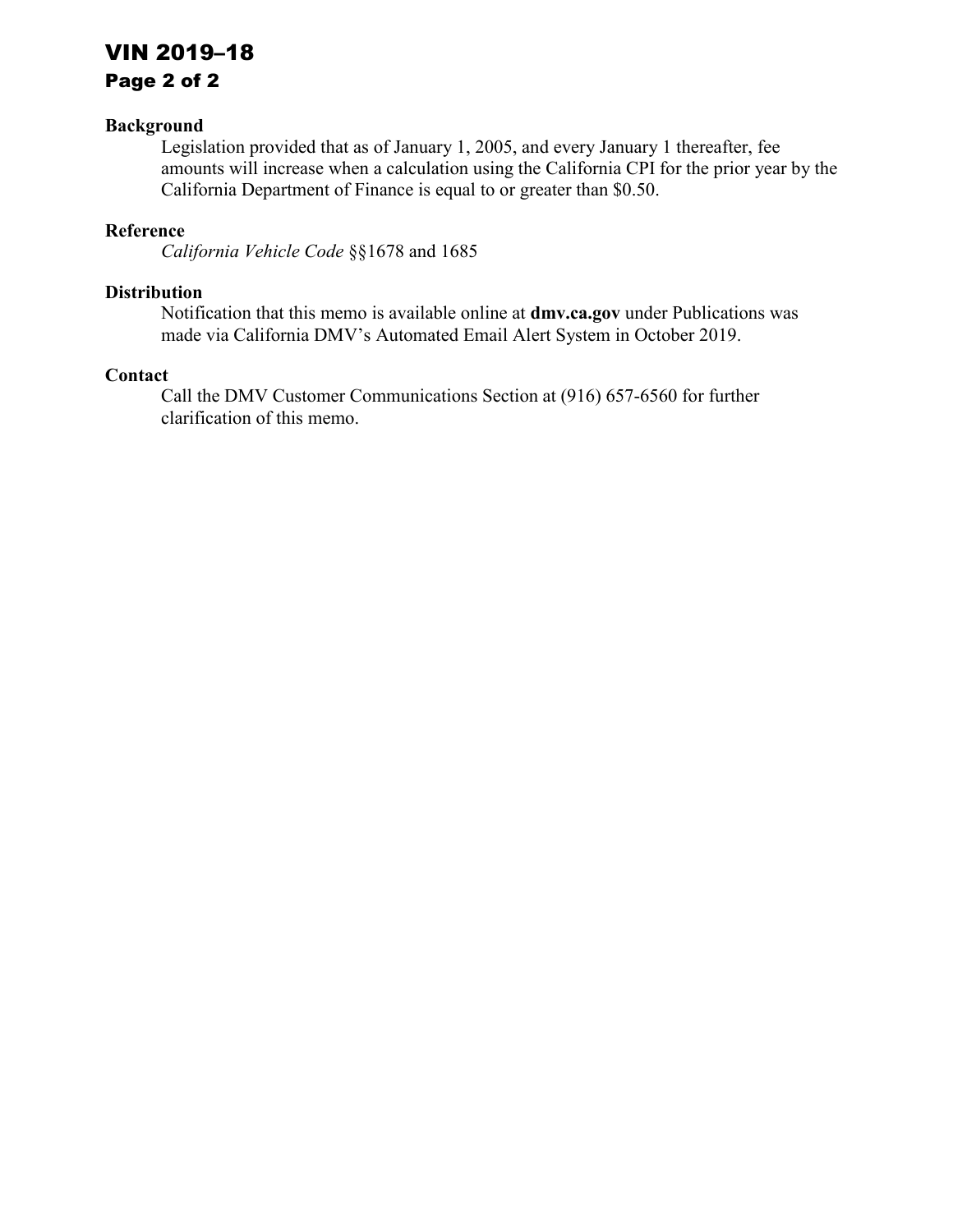**Background**

Legislation provided that as of January 1, 2005, and every January 1 thereafter, fee amounts will increase when a calculation using the California CPI for the prior year by the California Department of Finance is equal to or greater than $0.50.

**Reference**

*California Vehicle Code* §§1678 and 1685

**Distribution**

Notification that this memo is available online at **dmv.ca.gov** under Publications was made via California DMV's Automated Email Alert System in October 2019.

**Contact**

Call the DMV Customer Communications Section at (916) 657-6560 for further clarification of this memo.